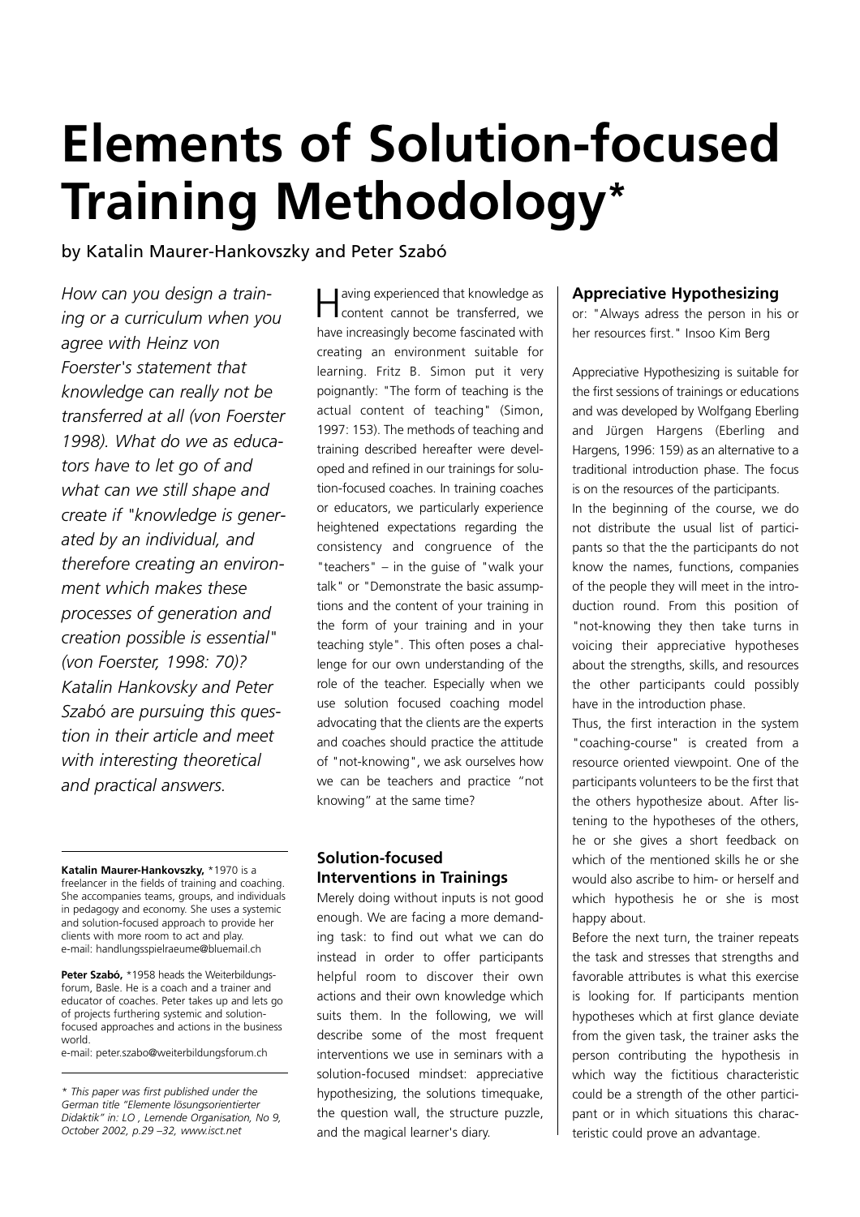# Elements of Solution-focused Training Methodology*

by Katalin Maurer-Hankovszky and Peter Szabó

*How can you design a training or a curriculum when you agree with Heinz von Foerster's statement that knowledge can really not be transferred at all (von Foerster 1998). What do we as educators have to let go of and what can we still shape and create if "knowledge is generated by an individual, and therefore creating an environment which makes these processes of generation and creation possible is essential" (von Foerster, 1998: 70)? Katalin Hankovsky and Peter Szabó are pursuing this question in their article and meet with interesting theoretical and practical answers.*

**Katalin Maurer-Hankovszky,** *1970 is a freelancer in the fields of training and coaching. She accompanies teams, groups, and individuals in pedagogy and economy. She uses a systemic and solution-focused approach to provide her clients with more room to act and play.
e-mail: handlungsspielraeume@bluemail.ch

**Peter Szabó,** *1958 heads the Weiterbildungsforum, Basle. He is a coach and a trainer and educator of coaches. Peter takes up and lets go of projects furthering systemic and solution-focused approaches and actions in the business world.
e-mail: peter.szabo@weiterbildungsforum.ch

*\* This paper was first published under the German title "Elemente lösungsorientierter Didaktik" in: LO , Lernende Organisation, No 9, October 2002, p.29 –32, www.isct.net*

Having experienced that knowledge as content cannot be transferred, we have increasingly become fascinated with creating an environment suitable for learning. Fritz B. Simon put it very poignantly: "The form of teaching is the actual content of teaching" (Simon, 1997: 153). The methods of teaching and training described hereafter were developed and refined in our trainings for solution-focused coaches. In training coaches or educators, we particularly experience heightened expectations regarding the consistency and congruence of the "teachers" – in the guise of "walk your talk" or "Demonstrate the basic assumptions and the content of your training in the form of your training and in your teaching style". This often poses a challenge for our own understanding of the role of the teacher. Especially when we use solution focused coaching model advocating that the clients are the experts and coaches should practice the attitude of "not-knowing", we ask ourselves how we can be teachers and practice "not knowing" at the same time?

## Solution-focused Interventions in Trainings

Merely doing without inputs is not good enough. We are facing a more demanding task: to find out what we can do instead in order to offer participants helpful room to discover their own actions and their own knowledge which suits them. In the following, we will describe some of the most frequent interventions we use in seminars with a solution-focused mindset: appreciative hypothesizing, the solutions timequake, the question wall, the structure puzzle, and the magical learner's diary.

### Appreciative Hypothesizing

or: "Always adress the person in his or her resources first." Insoo Kim Berg

Appreciative Hypothesizing is suitable for the first sessions of trainings or educations and was developed by Wolfgang Eberling and Jürgen Hargens (Eberling and Hargens, 1996: 159) as an alternative to a traditional introduction phase. The focus is on the resources of the participants.

In the beginning of the course, we do not distribute the usual list of participants so that the the participants do not know the names, functions, companies of the people they will meet in the introduction round. From this position of "not-knowing they then take turns in voicing their appreciative hypotheses about the strengths, skills, and resources the other participants could possibly have in the introduction phase.

Thus, the first interaction in the system "coaching-course" is created from a resource oriented viewpoint. One of the participants volunteers to be the first that the others hypothesize about. After listening to the hypotheses of the others, he or she gives a short feedback on which of the mentioned skills he or she would also ascribe to him- or herself and which hypothesis he or she is most happy about.

Before the next turn, the trainer repeats the task and stresses that strengths and favorable attributes is what this exercise is looking for. If participants mention hypotheses which at first glance deviate from the given task, the trainer asks the person contributing the hypothesis in which way the fictitious characteristic could be a strength of the other participant or in which situations this characteristic could prove an advantage.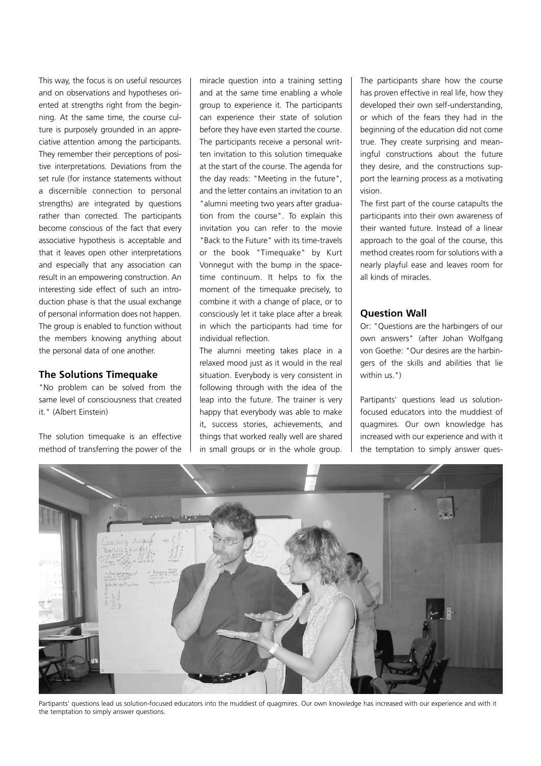This way, the focus is on useful resources and on observations and hypotheses oriented at strengths right from the beginning. At the same time, the course culture is purposely grounded in an appreciative attention among the participants. They remember their perceptions of positive interpretations. Deviations from the set rule (for instance statements without a discernible connection to personal strengths) are integrated by questions rather than corrected. The participants become conscious of the fact that every associative hypothesis is acceptable and that it leaves open other interpretations and especially that any association can result in an empowering construction. An interesting side effect of such an introduction phase is that the usual exchange of personal information does not happen. The group is enabled to function without the members knowing anything about the personal data of one another.

### The Solutions Timequake

"No problem can be solved from the same level of consciousness that created it." (Albert Einstein)

The solution timequake is an effective method of transferring the power of the miracle question into a training setting and at the same time enabling a whole group to experience it. The participants can experience their state of solution before they have even started the course. The participants receive a personal written invitation to this solution timequake at the start of the course. The agenda for the day reads: "Meeting in the future", and the letter contains an invitation to an "alumni meeting two years after graduation from the course". To explain this invitation you can refer to the movie "Back to the Future" with its time-travels or the book "Timequake" by Kurt Vonnegut with the bump in the space-time continuum. It helps to fix the moment of the timequake precisely, to combine it with a change of place, or to consciously let it take place after a break in which the participants had time for individual reflection.

The alumni meeting takes place in a relaxed mood just as it would in the real situation. Everybody is very consistent in following through with the idea of the leap into the future. The trainer is very happy that everybody was able to make it, success stories, achievements, and things that worked really well are shared in small groups or in the whole group. The participants share how the course has proven effective in real life, how they developed their own self-understanding, or which of the fears they had in the beginning of the education did not come true. They create surprising and meaningful constructions about the future they desire, and the constructions support the learning process as a motivating vision.

The first part of the course catapults the participants into their own awareness of their wanted future. Instead of a linear approach to the goal of the course, this method creates room for solutions with a nearly playful ease and leaves room for all kinds of miracles.

### Question Wall

Or: "Questions are the harbingers of our own answers" (after Johan Wolfgang von Goethe: "Our desires are the harbingers of the skills and abilities that lie within us.")

Partipants' questions lead us solution-focused educators into the muddiest of quagmires. Our own knowledge has increased with our experience and with it the temptation to simply answer ques-

Partipants' questions lead us solution-focused educators into the muddiest of quagmires. Our own knowledge has increased with our experience and with it the temptation to simply answer questions.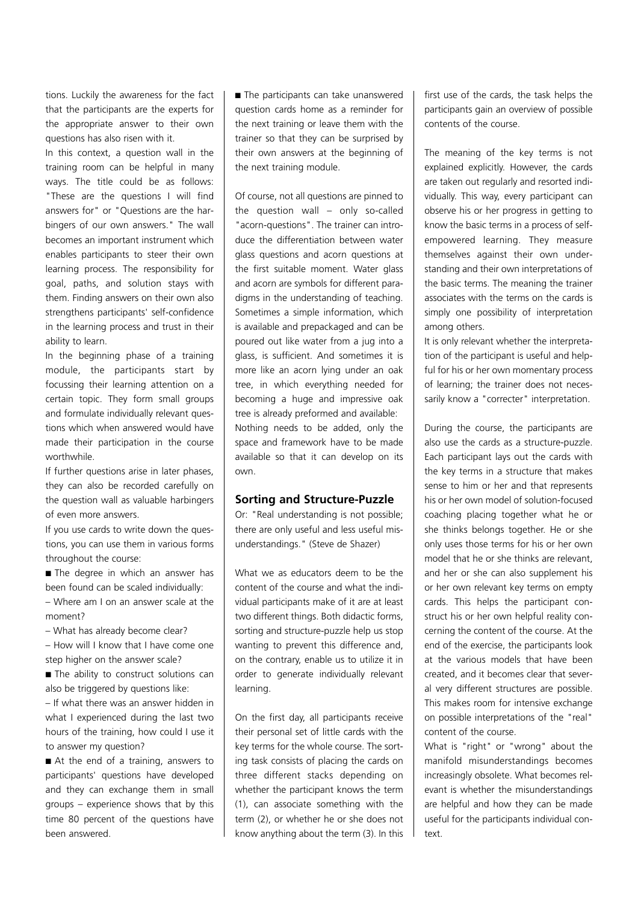tions. Luckily the awareness for the fact that the participants are the experts for the appropriate answer to their own questions has also risen with it.

In this context, a question wall in the training room can be helpful in many ways. The title could be as follows: "These are the questions I will find answers for" or "Questions are the harbingers of our own answers." The wall becomes an important instrument which enables participants to steer their own learning process. The responsibility for goal, paths, and solution stays with them. Finding answers on their own also strengthens participants' self-confidence in the learning process and trust in their ability to learn.

In the beginning phase of a training module, the participants start by focussing their learning attention on a certain topic. They form small groups and formulate individually relevant questions which when answered would have made their participation in the course worthwhile.

If further questions arise in later phases, they can also be recorded carefully on the question wall as valuable harbingers of even more answers.

If you use cards to write down the questions, you can use them in various forms throughout the course:

- The degree in which an answer has been found can be scaled individually:
  – Where am I on an answer scale at the moment?
  – What has already become clear?
  – How will I know that I have come one step higher on the answer scale?
- The ability to construct solutions can also be triggered by questions like:
  – If what there was an answer hidden in what I experienced during the last two hours of the training, how could I use it to answer my question?
- At the end of a training, answers to participants' questions have developed and they can exchange them in small groups – experience shows that by this time 80 percent of the questions have been answered.
- The participants can take unanswered question cards home as a reminder for the next training or leave them with the trainer so that they can be surprised by their own answers at the beginning of the next training module.

Of course, not all questions are pinned to the question wall – only so-called "acorn-questions". The trainer can introduce the differentiation between water glass questions and acorn questions at the first suitable moment. Water glass and acorn are symbols for different paradigms in the understanding of teaching. Sometimes a simple information, which is available and prepackaged and can be poured out like water from a jug into a glass, is sufficient. And sometimes it is more like an acorn lying under an oak tree, in which everything needed for becoming a huge and impressive oak tree is already preformed and available: Nothing needs to be added, only the space and framework have to be made available so that it can develop on its own.

### Sorting and Structure-Puzzle

Or: "Real understanding is not possible; there are only useful and less useful misunderstandings." (Steve de Shazer)

What we as educators deem to be the content of the course and what the individual participants make of it are at least two different things. Both didactic forms, sorting and structure-puzzle help us stop wanting to prevent this difference and, on the contrary, enable us to utilize it in order to generate individually relevant learning.

On the first day, all participants receive their personal set of little cards with the key terms for the whole course. The sorting task consists of placing the cards on three different stacks depending on whether the participant knows the term (1), can associate something with the term (2), or whether he or she does not know anything about the term (3). In this first use of the cards, the task helps the participants gain an overview of possible contents of the course.

The meaning of the key terms is not explained explicitly. However, the cards are taken out regularly and resorted individually. This way, every participant can observe his or her progress in getting to know the basic terms in a process of self-empowered learning. They measure themselves against their own understanding and their own interpretations of the basic terms. The meaning the trainer associates with the terms on the cards is simply one possibility of interpretation among others.

It is only relevant whether the interpretation of the participant is useful and helpful for his or her own momentary process of learning; the trainer does not necessarily know a "correcter" interpretation.

During the course, the participants are also use the cards as a structure-puzzle. Each participant lays out the cards with the key terms in a structure that makes sense to him or her and that represents his or her own model of solution-focused coaching placing together what he or she thinks belongs together. He or she only uses those terms for his or her own model that he or she thinks are relevant, and her or she can also supplement his or her own relevant key terms on empty cards. This helps the participant construct his or her own helpful reality concerning the content of the course. At the end of the exercise, the participants look at the various models that have been created, and it becomes clear that several very different structures are possible. This makes room for intensive exchange on possible interpretations of the "real" content of the course.

What is "right" or "wrong" about the manifold misunderstandings becomes increasingly obsolete. What becomes relevant is whether the misunderstandings are helpful and how they can be made useful for the participants individual context.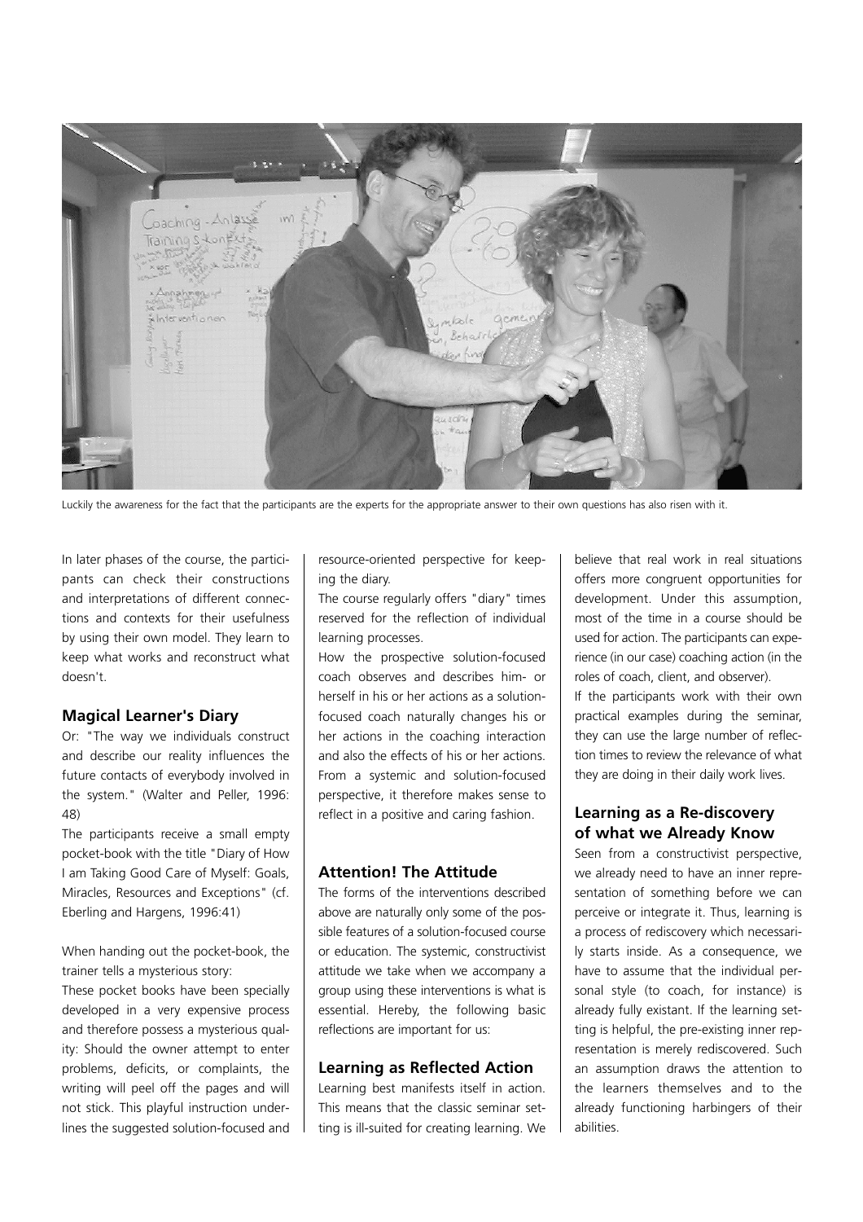Luckily the awareness for the fact that the participants are the experts for the appropriate answer to their own questions has also risen with it.

In later phases of the course, the participants can check their constructions and interpretations of different connections and contexts for their usefulness by using their own model. They learn to keep what works and reconstruct what doesn't.

### Magical Learner's Diary

Or: "The way we individuals construct and describe our reality influences the future contacts of everybody involved in the system." (Walter and Peller, 1996: 48)

The participants receive a small empty pocket-book with the title "Diary of How I am Taking Good Care of Myself: Goals, Miracles, Resources and Exceptions" (cf. Eberling and Hargens, 1996:41)

When handing out the pocket-book, the trainer tells a mysterious story:

These pocket books have been specially developed in a very expensive process and therefore possess a mysterious quality: Should the owner attempt to enter problems, deficits, or complaints, the writing will peel off the pages and will not stick. This playful instruction underlines the suggested solution-focused and resource-oriented perspective for keeping the diary.

The course regularly offers "diary" times reserved for the reflection of individual learning processes.

How the prospective solution-focused coach observes and describes him- or herself in his or her actions as a solution-focused coach naturally changes his or her actions in the coaching interaction and also the effects of his or her actions. From a systemic and solution-focused perspective, it therefore makes sense to reflect in a positive and caring fashion.

### Attention! The Attitude

The forms of the interventions described above are naturally only some of the possible features of a solution-focused course or education. The systemic, constructivist attitude we take when we accompany a group using these interventions is what is essential. Hereby, the following basic reflections are important for us:

### Learning as Reflected Action

Learning best manifests itself in action. This means that the classic seminar setting is ill-suited for creating learning. We believe that real work in real situations offers more congruent opportunities for development. Under this assumption, most of the time in a course should be used for action. The participants can experience (in our case) coaching action (in the roles of coach, client, and observer).

If the participants work with their own practical examples during the seminar, they can use the large number of reflection times to review the relevance of what they are doing in their daily work lives.

### Learning as a Re-discovery of what we Already Know

Seen from a constructivist perspective, we already need to have an inner representation of something before we can perceive or integrate it. Thus, learning is a process of rediscovery which necessarily starts inside. As a consequence, we have to assume that the individual personal style (to coach, for instance) is already fully existant. If the learning setting is helpful, the pre-existing inner representation is merely rediscovered. Such an assumption draws the attention to the learners themselves and to the already functioning harbingers of their abilities.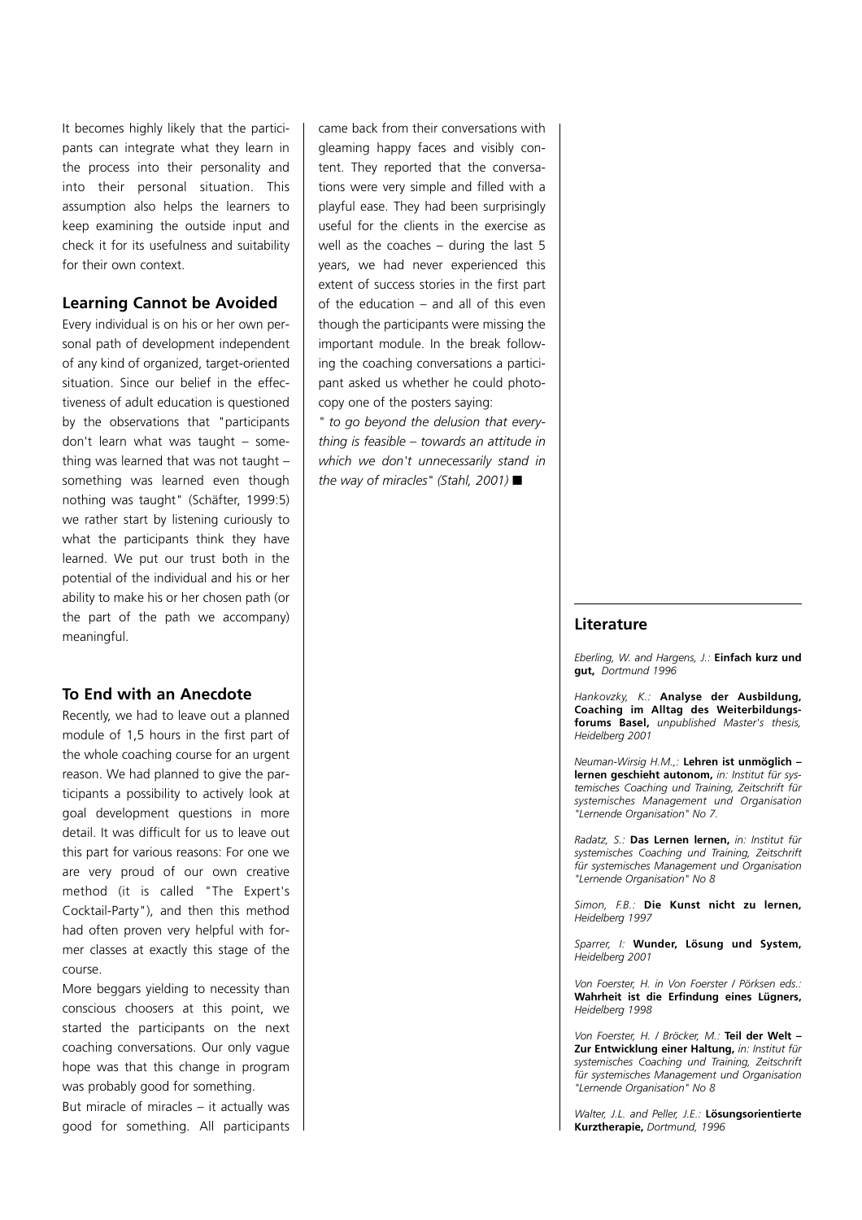It becomes highly likely that the participants can integrate what they learn in the process into their personality and into their personal situation. This assumption also helps the learners to keep examining the outside input and check it for its usefulness and suitability for their own context.

## Learning Cannot be Avoided

Every individual is on his or her own personal path of development independent of any kind of organized, target-oriented situation. Since our belief in the effectiveness of adult education is questioned by the observations that "participants don't learn what was taught – something was learned that was not taught – something was learned even though nothing was taught" (Schäfter, 1999:5) we rather start by listening curiously to what the participants think they have learned. We put our trust both in the potential of the individual and his or her ability to make his or her chosen path (or the part of the path we accompany) meaningful.

## To End with an Anecdote

Recently, we had to leave out a planned module of 1,5 hours in the first part of the whole coaching course for an urgent reason. We had planned to give the participants a possibility to actively look at goal development questions in more detail. It was difficult for us to leave out this part for various reasons: For one we are very proud of our own creative method (it is called "The Expert's Cocktail-Party"), and then this method had often proven very helpful with former classes at exactly this stage of the course.

More beggars yielding to necessity than conscious choosers at this point, we started the participants on the next coaching conversations. Our only vague hope was that this change in program was probably good for something.

But miracle of miracles – it actually was good for something. All participants came back from their conversations with gleaming happy faces and visibly content. They reported that the conversations were very simple and filled with a playful ease. They had been surprisingly useful for the clients in the exercise as well as the coaches – during the last 5 years, we had never experienced this extent of success stories in the first part of the education – and all of this even though the participants were missing the important module. In the break following the coaching conversations a participant asked us whether he could photocopy one of the posters saying:

*" to go beyond the delusion that everything is feasible – towards an attitude in which we don't unnecessarily stand in the way of miracles" (Stahl, 2001)* ■

## Literature

*Eberling, W. and Hargens, J.:* **Einfach kurz und gut,** *Dortmund 1996*

*Hankovzky, K.:* **Analyse der Ausbildung, Coaching im Alltag des Weiterbildungsforums Basel,** *unpublished Master's thesis, Heidelberg 2001*

*Neuman-Wirsig H.M.,:* **Lehren ist unmöglich – lernen geschieht autonom,** *in: Institut für systemisches Coaching und Training, Zeitschrift für systemisches Management und Organisation "Lernende Organisation" No 7.*

*Radatz, S.:* **Das Lernen lernen,** *in: Institut für systemisches Coaching und Training, Zeitschrift für systemisches Management und Organisation "Lernende Organisation" No 8*

*Simon, F.B.:* **Die Kunst nicht zu lernen,** *Heidelberg 1997*

*Sparrer, I:* **Wunder, Lösung und System,** *Heidelberg 2001*

*Von Foerster, H. in Von Foerster / Pörksen eds.:* **Wahrheit ist die Erfindung eines Lügners,** *Heidelberg 1998*

*Von Foerster, H. / Bröcker, M.:* **Teil der Welt – Zur Entwicklung einer Haltung,** *in: Institut für systemisches Coaching und Training, Zeitschrift für systemisches Management und Organisation "Lernende Organisation" No 8*

*Walter, J.L. and Peller, J.E.:* **Lösungsorientierte Kurztherapie,** *Dortmund, 1996*